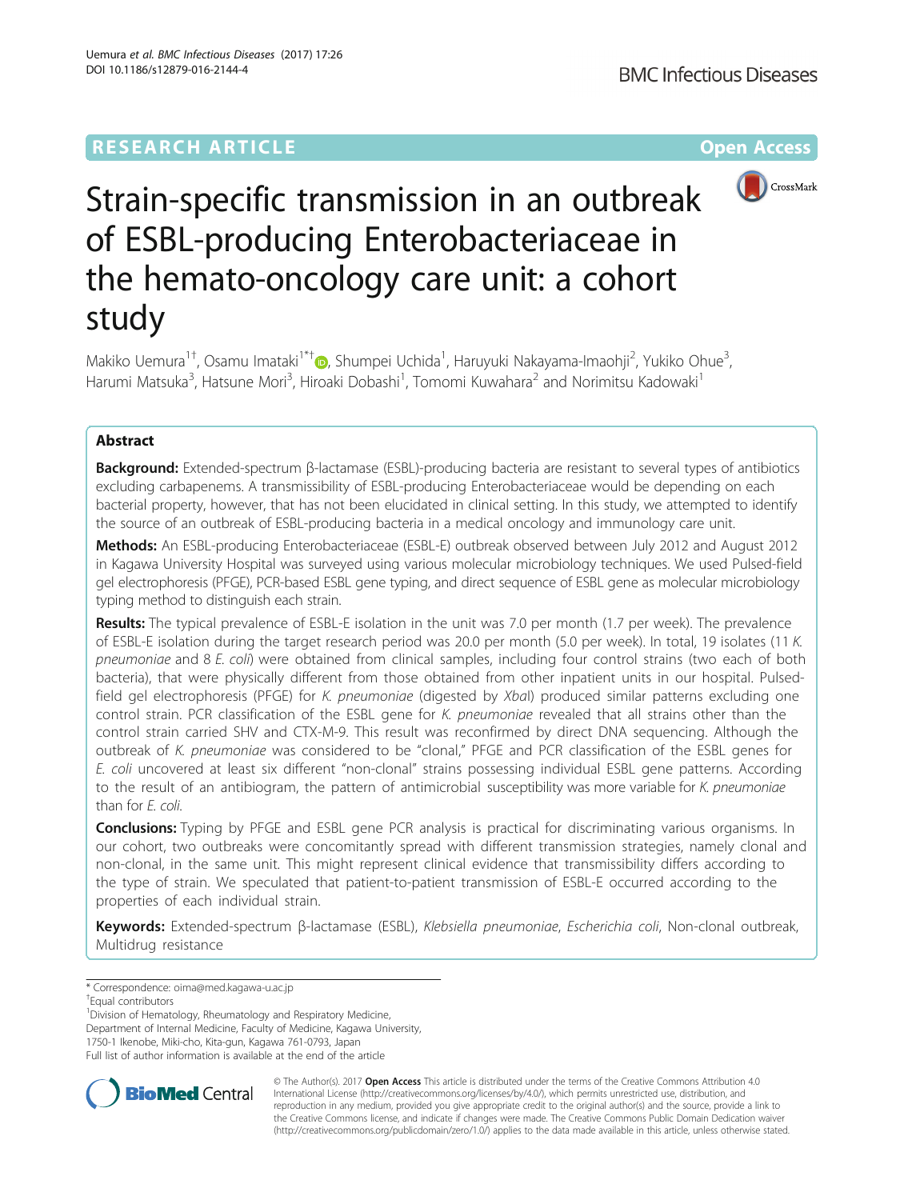RESEARCH ARTICLE

Open Access

# Strain-specific transmission in an outbreak of ESBL-producing Enterobacteriaceae in the hemato-oncology care unit: a cohort study

Makiko Uemura[1†], Osamu Imataki[1*†], Shumpei Uchida[1], Haruyuki Nakayama-Imaohji[2], Yukiko Ohue[3], Harumi Matsuka[3], Hatsune Mori[3], Hiroaki Dobashi[1], Tomomi Kuwahara[2] and Norimitsu Kadowaki[1]

## Abstract

**Background:** Extended-spectrum β-lactamase (ESBL)-producing bacteria are resistant to several types of antibiotics excluding carbapenems. A transmissibility of ESBL-producing Enterobacteriaceae would be depending on each bacterial property, however, that has not been elucidated in clinical setting. In this study, we attempted to identify the source of an outbreak of ESBL-producing bacteria in a medical oncology and immunology care unit.

**Methods:** An ESBL-producing Enterobacteriaceae (ESBL-E) outbreak observed between July 2012 and August 2012 in Kagawa University Hospital was surveyed using various molecular microbiology techniques. We used Pulsed-field gel electrophoresis (PFGE), PCR-based ESBL gene typing, and direct sequence of ESBL gene as molecular microbiology typing method to distinguish each strain.

**Results:** The typical prevalence of ESBL-E isolation in the unit was 7.0 per month (1.7 per week). The prevalence of ESBL-E isolation during the target research period was 20.0 per month (5.0 per week). In total, 19 isolates (11 *K. pneumoniae* and 8 *E. coli*) were obtained from clinical samples, including four control strains (two each of both bacteria), that were physically different from those obtained from other inpatient units in our hospital. Pulsed-field gel electrophoresis (PFGE) for *K. pneumoniae* (digested by *Xba*I) produced similar patterns excluding one control strain. PCR classification of the ESBL gene for *K. pneumoniae* revealed that all strains other than the control strain carried SHV and CTX-M-9. This result was reconfirmed by direct DNA sequencing. Although the outbreak of *K. pneumoniae* was considered to be "clonal," PFGE and PCR classification of the ESBL genes for *E. coli* uncovered at least six different "non-clonal" strains possessing individual ESBL gene patterns. According to the result of an antibiogram, the pattern of antimicrobial susceptibility was more variable for *K. pneumoniae* than for *E. coli*.

**Conclusions:** Typing by PFGE and ESBL gene PCR analysis is practical for discriminating various organisms. In our cohort, two outbreaks were concomitantly spread with different transmission strategies, namely clonal and non-clonal, in the same unit. This might represent clinical evidence that transmissibility differs according to the type of strain. We speculated that patient-to-patient transmission of ESBL-E occurred according to the properties of each individual strain.

**Keywords:** Extended-spectrum β-lactamase (ESBL), *Klebsiella pneumoniae*, *Escherichia coli*, Non-clonal outbreak, Multidrug resistance

\* Correspondence: oima@med.kagawa-u.ac.jp

†Equal contributors

[1]Division of Hematology, Rheumatology and Respiratory Medicine, Department of Internal Medicine, Faculty of Medicine, Kagawa University, 1750-1 Ikenobe, Miki-cho, Kita-gun, Kagawa 761-0793, Japan

Full list of author information is available at the end of the article

© The Author(s). 2017 **Open Access** This article is distributed under the terms of the Creative Commons Attribution 4.0 International License (http://creativecommons.org/licenses/by/4.0/), which permits unrestricted use, distribution, and reproduction in any medium, provided you give appropriate credit to the original author(s) and the source, provide a link to the Creative Commons license, and indicate if changes were made. The Creative Commons Public Domain Dedication waiver (http://creativecommons.org/publicdomain/zero/1.0/) applies to the data made available in this article, unless otherwise stated.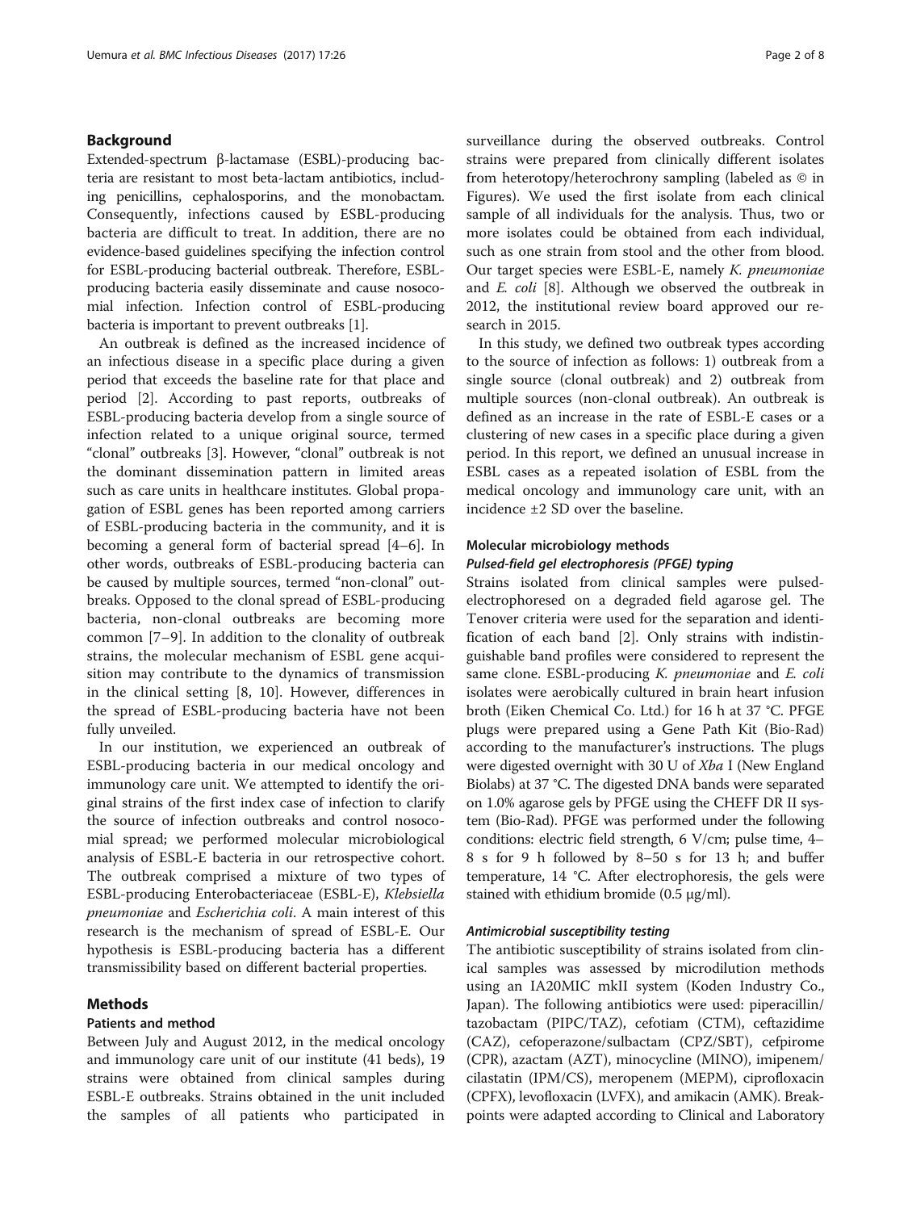## Background

Extended-spectrum β-lactamase (ESBL)-producing bacteria are resistant to most beta-lactam antibiotics, including penicillins, cephalosporins, and the monobactam. Consequently, infections caused by ESBL-producing bacteria are difficult to treat. In addition, there are no evidence-based guidelines specifying the infection control for ESBL-producing bacterial outbreak. Therefore, ESBL-producing bacteria easily disseminate and cause nosocomial infection. Infection control of ESBL-producing bacteria is important to prevent outbreaks [1].

An outbreak is defined as the increased incidence of an infectious disease in a specific place during a given period that exceeds the baseline rate for that place and period [2]. According to past reports, outbreaks of ESBL-producing bacteria develop from a single source of infection related to a unique original source, termed "clonal" outbreaks [3]. However, "clonal" outbreak is not the dominant dissemination pattern in limited areas such as care units in healthcare institutes. Global propagation of ESBL genes has been reported among carriers of ESBL-producing bacteria in the community, and it is becoming a general form of bacterial spread [4–6]. In other words, outbreaks of ESBL-producing bacteria can be caused by multiple sources, termed "non-clonal" outbreaks. Opposed to the clonal spread of ESBL-producing bacteria, non-clonal outbreaks are becoming more common [7–9]. In addition to the clonality of outbreak strains, the molecular mechanism of ESBL gene acquisition may contribute to the dynamics of transmission in the clinical setting [8, 10]. However, differences in the spread of ESBL-producing bacteria have not been fully unveiled.

In our institution, we experienced an outbreak of ESBL-producing bacteria in our medical oncology and immunology care unit. We attempted to identify the original strains of the first index case of infection to clarify the source of infection outbreaks and control nosocomial spread; we performed molecular microbiological analysis of ESBL-E bacteria in our retrospective cohort. The outbreak comprised a mixture of two types of ESBL-producing Enterobacteriaceae (ESBL-E), *Klebsiella pneumoniae* and *Escherichia coli*. A main interest of this research is the mechanism of spread of ESBL-E. Our hypothesis is ESBL-producing bacteria has a different transmissibility based on different bacterial properties.

## Methods

### Patients and method

Between July and August 2012, in the medical oncology and immunology care unit of our institute (41 beds), 19 strains were obtained from clinical samples during ESBL-E outbreaks. Strains obtained in the unit included the samples of all patients who participated in surveillance during the observed outbreaks. Control strains were prepared from clinically different isolates from heterotopy/heterochrony sampling (labeled as © in Figures). We used the first isolate from each clinical sample of all individuals for the analysis. Thus, two or more isolates could be obtained from each individual, such as one strain from stool and the other from blood. Our target species were ESBL-E, namely *K. pneumoniae* and *E. coli* [8]. Although we observed the outbreak in 2012, the institutional review board approved our research in 2015.

In this study, we defined two outbreak types according to the source of infection as follows: 1) outbreak from a single source (clonal outbreak) and 2) outbreak from multiple sources (non-clonal outbreak). An outbreak is defined as an increase in the rate of ESBL-E cases or a clustering of new cases in a specific place during a given period. In this report, we defined an unusual increase in ESBL cases as a repeated isolation of ESBL from the medical oncology and immunology care unit, with an incidence ±2 SD over the baseline.

### Molecular microbiology methods

#### *Pulsed-field gel electrophoresis (PFGE) typing*

Strains isolated from clinical samples were pulsed-electrophoresed on a degraded field agarose gel. The Tenover criteria were used for the separation and identification of each band [2]. Only strains with indistinguishable band profiles were considered to represent the same clone. ESBL-producing *K. pneumoniae* and *E. coli* isolates were aerobically cultured in brain heart infusion broth (Eiken Chemical Co. Ltd.) for 16 h at 37 °C. PFGE plugs were prepared using a Gene Path Kit (Bio-Rad) according to the manufacturer's instructions. The plugs were digested overnight with 30 U of *Xba* I (New England Biolabs) at 37 °C. The digested DNA bands were separated on 1.0% agarose gels by PFGE using the CHEFF DR II system (Bio-Rad). PFGE was performed under the following conditions: electric field strength, 6 V/cm; pulse time, 4–8 s for 9 h followed by 8–50 s for 13 h; and buffer temperature, 14 °C. After electrophoresis, the gels were stained with ethidium bromide (0.5 μg/ml).

#### *Antimicrobial susceptibility testing*

The antibiotic susceptibility of strains isolated from clinical samples was assessed by microdilution methods using an IA20MIC mkII system (Koden Industry Co., Japan). The following antibiotics were used: piperacillin/tazobactam (PIPC/TAZ), cefotiam (CTM), ceftazidime (CAZ), cefoperazone/sulbactam (CPZ/SBT), cefpirome (CPR), azactam (AZT), minocycline (MINO), imipenem/cilastatin (IPM/CS), meropenem (MEPM), ciprofloxacin (CPFX), levofloxacin (LVFX), and amikacin (AMK). Breakpoints were adapted according to Clinical and Laboratory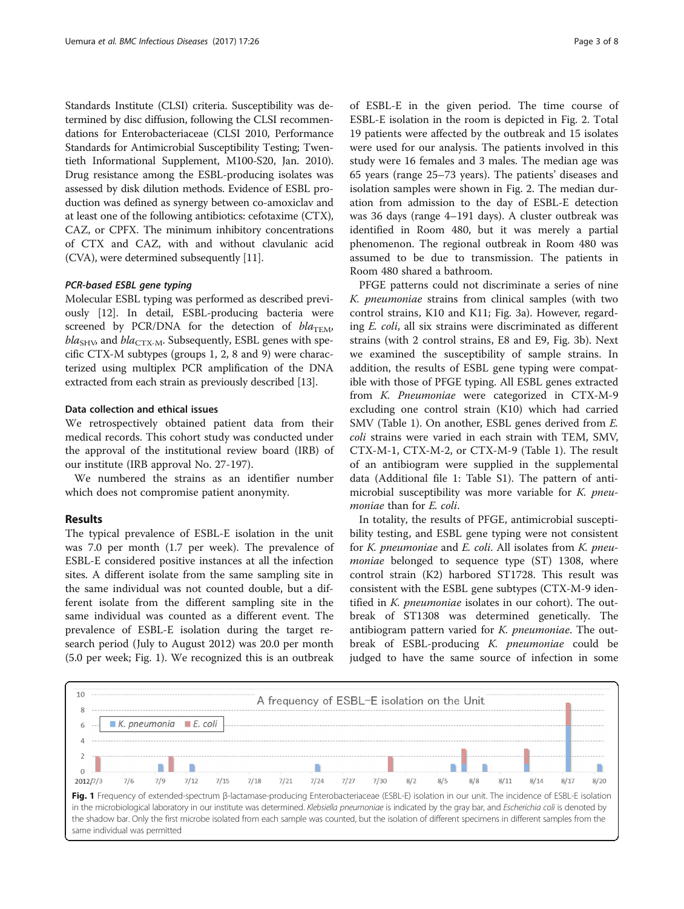Standards Institute (CLSI) criteria. Susceptibility was determined by disc diffusion, following the CLSI recommendations for Enterobacteriaceae (CLSI 2010, Performance Standards for Antimicrobial Susceptibility Testing; Twentieth Informational Supplement, M100-S20, Jan. 2010). Drug resistance among the ESBL-producing isolates was assessed by disk dilution methods. Evidence of ESBL production was defined as synergy between co-amoxiclav and at least one of the following antibiotics: cefotaxime (CTX), CAZ, or CPFX. The minimum inhibitory concentrations of CTX and CAZ, with and without clavulanic acid (CVA), were determined subsequently [11].

### *PCR-based ESBL gene typing*

Molecular ESBL typing was performed as described previously [12]. In detail, ESBL-producing bacteria were screened by PCR/DNA for the detection of $bla_{TEM}$, $bla_{SHV}$, and $bla_{CTX-M}$. Subsequently, ESBL genes with specific CTX-M subtypes (groups 1, 2, 8 and 9) were characterized using multiplex PCR amplification of the DNA extracted from each strain as previously described [13].

### Data collection and ethical issues

We retrospectively obtained patient data from their medical records. This cohort study was conducted under the approval of the institutional review board (IRB) of our institute (IRB approval No. 27-197).

We numbered the strains as an identifier number which does not compromise patient anonymity.

## Results

The typical prevalence of ESBL-E isolation in the unit was 7.0 per month (1.7 per week). The prevalence of ESBL-E considered positive instances at all the infection sites. A different isolate from the same sampling site in the same individual was not counted double, but a different isolate from the different sampling site in the same individual was counted as a different event. The prevalence of ESBL-E isolation during the target research period (July to August 2012) was 20.0 per month (5.0 per week; Fig. 1). We recognized this is an outbreak of ESBL-E in the given period. The time course of ESBL-E isolation in the room is depicted in Fig. 2. Total 19 patients were affected by the outbreak and 15 isolates were used for our analysis. The patients involved in this study were 16 females and 3 males. The median age was 65 years (range 25–73 years). The patients' diseases and isolation samples were shown in Fig. 2. The median duration from admission to the day of ESBL-E detection was 36 days (range 4–191 days). A cluster outbreak was identified in Room 480, but it was merely a partial phenomenon. The regional outbreak in Room 480 was assumed to be due to transmission. The patients in Room 480 shared a bathroom.

PFGE patterns could not discriminate a series of nine *K. pneumoniae* strains from clinical samples (with two control strains, K10 and K11; Fig. 3a). However, regarding *E. coli*, all six strains were discriminated as different strains (with 2 control strains, E8 and E9, Fig. 3b). Next we examined the susceptibility of sample strains. In addition, the results of ESBL gene typing were compatible with those of PFGE typing. All ESBL genes extracted from *K. Pneumoniae* were categorized in CTX-M-9 excluding one control strain (K10) which had carried SMV (Table 1). On another, ESBL genes derived from *E. coli* strains were varied in each strain with TEM, SMV, CTX-M-1, CTX-M-2, or CTX-M-9 (Table 1). The result of an antibiogram were supplied in the supplemental data (Additional file 1: Table S1). The pattern of antimicrobial susceptibility was more variable for *K. pneumoniae* than for *E. coli*.

In totality, the results of PFGE, antimicrobial susceptibility testing, and ESBL gene typing were not consistent for *K. pneumoniae* and *E. coli*. All isolates from *K. pneumoniae* belonged to sequence type (ST) 1308, where control strain (K2) harbored ST1728. This result was consistent with the ESBL gene subtypes (CTX-M-9 identified in *K. pneumoniae* isolates in our cohort). The outbreak of ST1308 was determined genetically. The antibiogram pattern varied for *K. pneumoniae*. The outbreak of ESBL-producing *K. pneumoniae* could be judged to have the same source of infection in some

**Fig. 1** Frequency of extended-spectrum β-lactamase-producing Enterobacteriaceae (ESBL-E) isolation in our unit. The incidence of ESBL-E isolation in the microbiological laboratory in our institute was determined. *Klebsiella pneumoniae* is indicated by the gray bar, and *Escherichia coli* is denoted by the shadow bar. Only the first microbe isolated from each sample was counted, but the isolation of different specimens in different samples from the same individual was permitted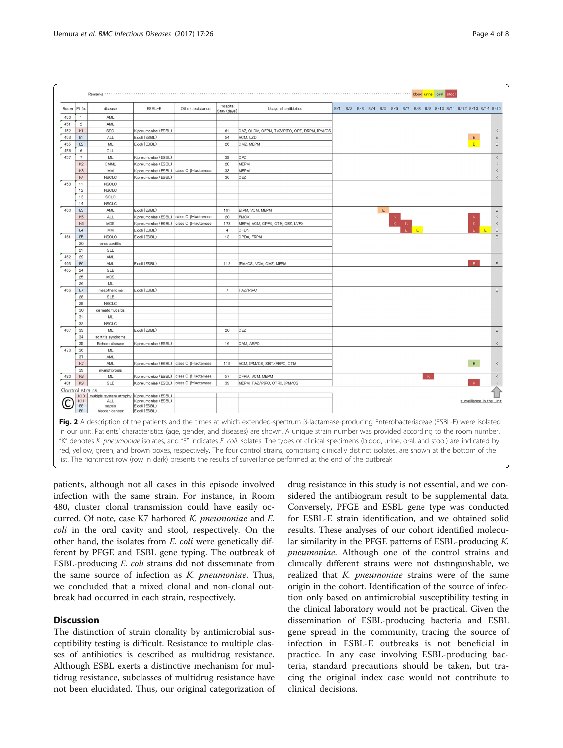| Room | Pt No | disease | ESBL-E | Other resistance | Hospital Stay (days) | Usage of antibiotics | 8/1 | 8/2 | 8/3 | 8/4 | 8/5 | 8/6 | 8/7 | 8/8 | 8/9 | 8/10 | 8/11 | 8/12 | 8/13 | 8/14 | 8/15 |
|---|---|---|---|---|---|---|---|---|---|---|---|---|---|---|---|---|---|---|---|---|---|
| 450 | 1 | AML | | | | | | | | | | | | | | | | | | | |
| 451 | 2 | AML | | | | | | | | | | | | | | | | | | | |
| 452 | K1 | SSC | K.pneumoniae (ESBL) | | 61 | CAZ, CLDM, CFPM, TAZ/PIPC, CPZ, DRPM, IPM/CS | | | | | | | | | | | | | | | K |
| 453 | E1 | ALL | E.coli (ESBL) | | 54 | VCM, LZD | | | | | | | | | | | | | E | | E |
| 455 | E2 | ML | E.coli (ESBL) | | 26 | CMZ, MEPM | | | | | | | | | | | | | E | | E |
| 456 | 6 | CLL | | | | | | | | | | | | | | | | | | | |
| 457 | 7 | ML | K.pneumoniae (ESBL) | | 39 | CPZ | | | | | | | | | | | | | | | K |
| | K2 | CMML | K.pneumoniae (ESBL) | | 28 | MEPM | | | | | | | | | | | | | | | K |
| | K3 | MM | K.pneumoniae (ESBL) | class C β-lactamase | 33 | MEPM | | | | | | | | | | | | | | | K |
| | K4 | NSCLC | K.pneumoniae (ESBL) | | 36 | CEZ | | | | | | | | | | | | | | | K |
| 458 | 11 | NSCLC | | | | | | | | | | | | | | | | | | | |
| | 12 | NSCLC | | | | | | | | | | | | | | | | | | | |
| | 13 | SCLC | | | | | | | | | | | | | | | | | | | |
| | 14 | NSCLC | | | | | | | | | | | | | | | | | | | |
| 460 | E3 | AML | E.coli (ESBL) | | 191 | BIPM, VCM, MEPM | | | | | E | | | | | | | | | | E |
| | K5 | ALL | K.pneumoniae (ESBL) | class C β-lactamase | 20 | FMOX | | | | | | K | | | | | | | K | | K |
| | K6 | MDS | K.pneumoniae (ESBL) | class C β-lactamase | 173 | MEPM, VCM, CPFX, CTM, CEZ, LVFX | | | | | | K | K | | | | | | K | | K |
| | E4 | MM | E.coli (ESBL) | | 4 | CFDN | | | | | | | E | E | | | | | E | E | E |
| 461 | E5 | NSCLC | E.coli (ESBL) | | 13 | CPDX, FRPM | | | | | | | | | | | | | | | E |
| | 20 | endocarditis | | | | | | | | | | | | | | | | | | | |
| | 21 | SLE | | | | | | | | | | | | | | | | | | | |
| 462 | 22 | AML | | | | | | | | | | | | | | | | | | | |
| 463 | E6 | AML | E.coli (ESBL) | | 112 | IPM/CS, VCM, CMZ, MEPM | | | | | | | | | | | | | E | | E |
| 465 | 24 | SLE | | | | | | | | | | | | | | | | | | | |
| | 25 | MDS | | | | | | | | | | | | | | | | | | | |
| | 26 | ML | | | | | | | | | | | | | | | | | | | |
| 466 | E7 | mesothelioma | E.coli (ESBL) | | 7 | TAZ/PIPC | | | | | | | | | | | | | | | E |
| | 28 | SLE | | | | | | | | | | | | | | | | | | | |
| | 29 | NSCLC | | | | | | | | | | | | | | | | | | | |
| | 30 | dermatomyositis | | | | | | | | | | | | | | | | | | | |
| | 31 | ML | | | | | | | | | | | | | | | | | | | |
| | 32 | NSCLC | | | | | | | | | | | | | | | | | | | |
| 467 | 33 | ML | E.coli (ESBL) | | 20 | CEZ | | | | | | | | | | | | | | | E |
| | 34 | aortitis syndrome | | | | | | | | | | | | | | | | | | | |
| | 35 | Behcet disease | K.pneumoniae (ESBL) | | 16 | CAM, ABPC | | | | | | | | | | | | | | | K |
| 470 | 36 | ML | | | | | | | | | | | | | | | | | | | |
| | 37 | AML | | | | | | | | | | | | | | | | | | | |
| | K7 | AML | K.pneumoniae (ESBL) | class C β-lactamase | 119 | VCM, IPM/CS, SBT/ABPC, CTM | | | | | | | | | | | | | E | | K |
| | 39 | myelofibrosis | | | | | | | | | | | | | | | | | | | |
| 480 | K8 | ML | K.pneumoniae (ESBL) | class C β-lactamase | 57 | CFPM, VCM, MEPM | | | | | | | | | K | | | | | | K |
| 481 | K9 | SLE | K.pneumoniae (ESBL) | class C β-lactamase | 39 | MEPM, TAZ/PIPC, CTRX, IPM/CS | | | | | | | | | | | | | K | | K |
| Control strains | K10 | multiple system atrophy | K.pneumoniae (ESBL) | | | | | | | | | | | | | | | | | | |
| | K11 | ALL | K.pneumoniae (ESBL) | | | | | | | | | | | | | | | | | | |
| | E8 | sepsis | E.coli (ESBL) | | | | | | | | | | | | | | | | | | |
| | E9 | bladder cancer | E.coli (ESBL) | | | | | | | | | | | | | | | | | | |

Remarks: blood, urine, oral, stool. Rightmost column: surveillance in the Unit.

**Fig. 2** A description of the patients and the times at which extended-spectrum β-lactamase-producing Enterobacteriaceae (ESBL-E) were isolated in our unit. Patients' characteristics (age, gender, and diseases) are shown. A unique strain number was provided according to the room number. "K" denotes *K. pneumoniae* isolates, and "E" indicates *E. coli* isolates. The types of clinical specimens (blood, urine, oral, and stool) are indicated by red, yellow, green, and brown boxes, respectively. The four control strains, comprising clinically distinct isolates, are shown at the bottom of the list. The rightmost row (row in dark) presents the results of surveillance performed at the end of the outbreak

patients, although not all cases in this episode involved infection with the same strain. For instance, in Room 480, cluster clonal transmission could have easily occurred. Of note, case K7 harbored *K. pneumoniae* and *E. coli* in the oral cavity and stool, respectively. On the other hand, the isolates from *E. coli* were genetically different by PFGE and ESBL gene typing. The outbreak of ESBL-producing *E. coli* strains did not disseminate from the same source of infection as *K. pneumoniae*. Thus, we concluded that a mixed clonal and non-clonal outbreak had occurred in each strain, respectively.

## Discussion

The distinction of strain clonality by antimicrobial susceptibility testing is difficult. Resistance to multiple classes of antibiotics is described as multidrug resistance. Although ESBL exerts a distinctive mechanism for multidrug resistance, subclasses of multidrug resistance have not been elucidated. Thus, our original categorization of drug resistance in this study is not essential, and we considered the antibiogram result to be supplemental data. Conversely, PFGE and ESBL gene type was conducted for ESBL-E strain identification, and we obtained solid results. These analyses of our cohort identified molecular similarity in the PFGE patterns of ESBL-producing *K. pneumoniae*. Although one of the control strains and clinically different strains were not distinguishable, we realized that *K. pneumoniae* strains were of the same origin in the cohort. Identification of the source of infection only based on antimicrobial susceptibility testing in the clinical laboratory would not be practical. Given the dissemination of ESBL-producing bacteria and ESBL gene spread in the community, tracing the source of infection in ESBL-E outbreaks is not beneficial in practice. In any case involving ESBL-producing bacteria, standard precautions should be taken, but tracing the original index case would not contribute to clinical decisions.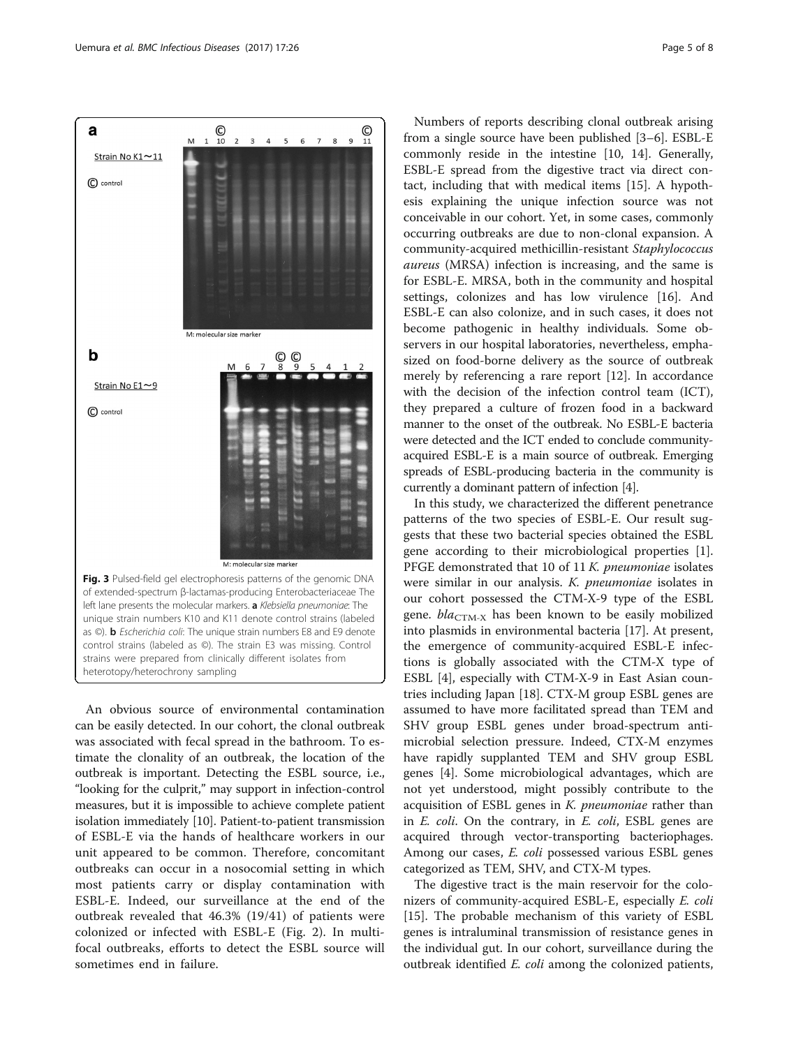Fig. 3 Pulsed-field gel electrophoresis patterns of the genomic DNA of extended-spectrum β-lactamas-producing Enterobacteriaceae The left lane presents the molecular markers. **a** *Klebsiella pneumoniae*: The unique strain numbers K10 and K11 denote control strains (labeled as ©). **b** *Escherichia coli*: The unique strain numbers E8 and E9 denote control strains (labeled as ©). The strain E3 was missing. Control strains were prepared from clinically different isolates from heterotopy/heterochrony sampling

An obvious source of environmental contamination can be easily detected. In our cohort, the clonal outbreak was associated with fecal spread in the bathroom. To estimate the clonality of an outbreak, the location of the outbreak is important. Detecting the ESBL source, i.e., "looking for the culprit," may support in infection-control measures, but it is impossible to achieve complete patient isolation immediately [10]. Patient-to-patient transmission of ESBL-E via the hands of healthcare workers in our unit appeared to be common. Therefore, concomitant outbreaks can occur in a nosocomial setting in which most patients carry or display contamination with ESBL-E. Indeed, our surveillance at the end of the outbreak revealed that 46.3% (19/41) of patients were colonized or infected with ESBL-E (Fig. 2). In multifocal outbreaks, efforts to detect the ESBL source will sometimes end in failure.

Numbers of reports describing clonal outbreak arising from a single source have been published [3–6]. ESBL-E commonly reside in the intestine [10, 14]. Generally, ESBL-E spread from the digestive tract via direct contact, including that with medical items [15]. A hypothesis explaining the unique infection source was not conceivable in our cohort. Yet, in some cases, commonly occurring outbreaks are due to non-clonal expansion. A community-acquired methicillin-resistant *Staphylococcus aureus* (MRSA) infection is increasing, and the same is for ESBL-E. MRSA, both in the community and hospital settings, colonizes and has low virulence [16]. And ESBL-E can also colonize, and in such cases, it does not become pathogenic in healthy individuals. Some observers in our hospital laboratories, nevertheless, emphasized on food-borne delivery as the source of outbreak merely by referencing a rare report [12]. In accordance with the decision of the infection control team (ICT), they prepared a culture of frozen food in a backward manner to the onset of the outbreak. No ESBL-E bacteria were detected and the ICT ended to conclude community-acquired ESBL-E is a main source of outbreak. Emerging spreads of ESBL-producing bacteria in the community is currently a dominant pattern of infection [4].

In this study, we characterized the different penetrance patterns of the two species of ESBL-E. Our result suggests that these two bacterial species obtained the ESBL gene according to their microbiological properties [1]. PFGE demonstrated that 10 of 11 *K. pneumoniae* isolates were similar in our analysis. *K. pneumoniae* isolates in our cohort possessed the CTM-X-9 type of the ESBL gene. $bla_{\text{CTM-X}}$ has been known to be easily mobilized into plasmids in environmental bacteria [17]. At present, the emergence of community-acquired ESBL-E infections is globally associated with the CTM-X type of ESBL [4], especially with CTM-X-9 in East Asian countries including Japan [18]. CTX-M group ESBL genes are assumed to have more facilitated spread than TEM and SHV group ESBL genes under broad-spectrum antimicrobial selection pressure. Indeed, CTX-M enzymes have rapidly supplanted TEM and SHV group ESBL genes [4]. Some microbiological advantages, which are not yet understood, might possibly contribute to the acquisition of ESBL genes in *K. pneumoniae* rather than in *E. coli*. On the contrary, in *E. coli*, ESBL genes are acquired through vector-transporting bacteriophages. Among our cases, *E. coli* possessed various ESBL genes categorized as TEM, SHV, and CTX-M types.

The digestive tract is the main reservoir for the colonizers of community-acquired ESBL-E, especially *E. coli* [15]. The probable mechanism of this variety of ESBL genes is intraluminal transmission of resistance genes in the individual gut. In our cohort, surveillance during the outbreak identified *E. coli* among the colonized patients,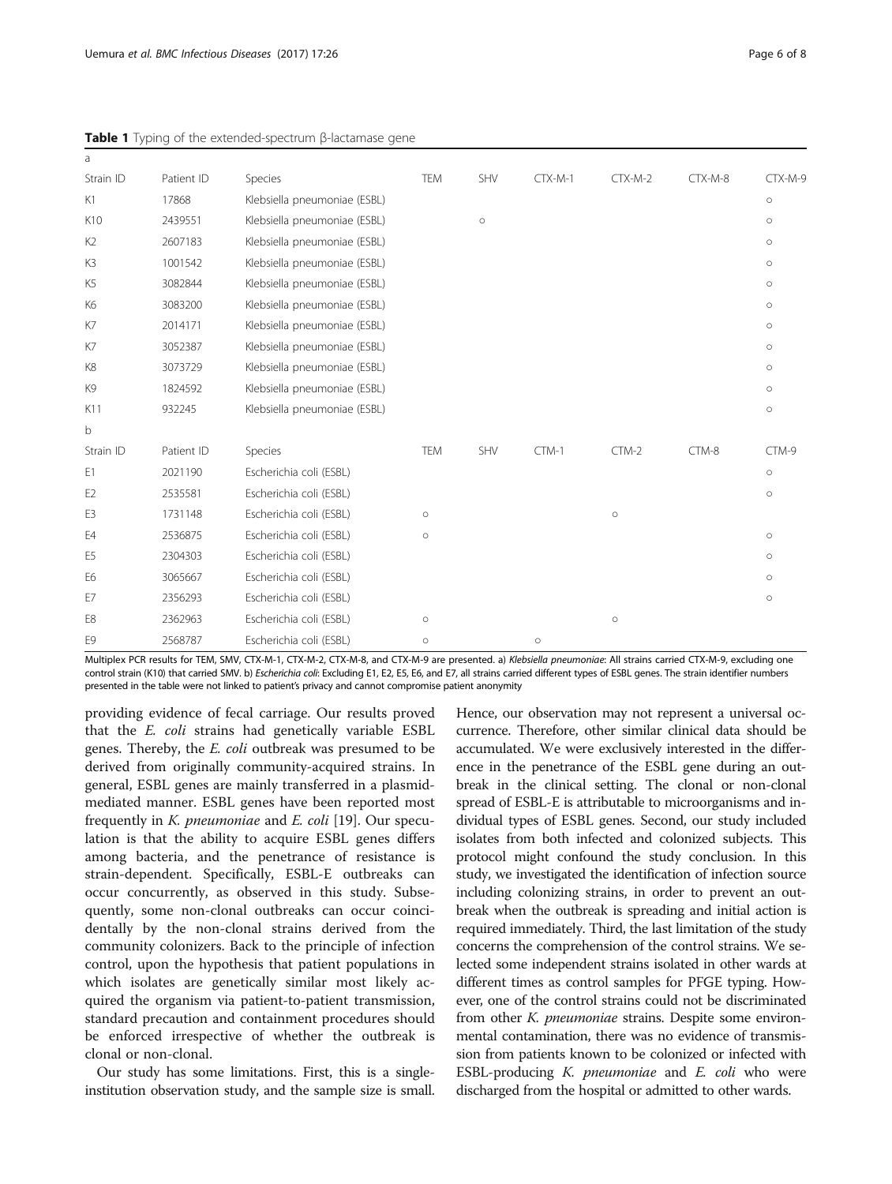**Table 1** Typing of the extended-spectrum β-lactamase gene

a

| Strain ID | Patient ID | Species | TEM | SHV | CTX-M-1 | CTX-M-2 | CTX-M-8 | CTX-M-9 |
|---|---|---|---|---|---|---|---|---|
| K1 | 17868 | Klebsiella pneumoniae (ESBL) | | | | | | ○ |
| K10 | 2439551 | Klebsiella pneumoniae (ESBL) | | ○ | | | | ○ |
| K2 | 2607183 | Klebsiella pneumoniae (ESBL) | | | | | | ○ |
| K3 | 1001542 | Klebsiella pneumoniae (ESBL) | | | | | | ○ |
| K5 | 3082844 | Klebsiella pneumoniae (ESBL) | | | | | | ○ |
| K6 | 3083200 | Klebsiella pneumoniae (ESBL) | | | | | | ○ |
| K7 | 2014171 | Klebsiella pneumoniae (ESBL) | | | | | | ○ |
| K7 | 3052387 | Klebsiella pneumoniae (ESBL) | | | | | | ○ |
| K8 | 3073729 | Klebsiella pneumoniae (ESBL) | | | | | | ○ |
| K9 | 1824592 | Klebsiella pneumoniae (ESBL) | | | | | | ○ |
| K11 | 932245 | Klebsiella pneumoniae (ESBL) | | | | | | ○ |

b

| Strain ID | Patient ID | Species | TEM | SHV | CTM-1 | CTM-2 | CTM-8 | CTM-9 |
|---|---|---|---|---|---|---|---|---|
| E1 | 2021190 | Escherichia coli (ESBL) | | | | | | ○ |
| E2 | 2535581 | Escherichia coli (ESBL) | | | | | | ○ |
| E3 | 1731148 | Escherichia coli (ESBL) | ○ | | | ○ | | |
| E4 | 2536875 | Escherichia coli (ESBL) | ○ | | | | | ○ |
| E5 | 2304303 | Escherichia coli (ESBL) | | | | | | ○ |
| E6 | 3065667 | Escherichia coli (ESBL) | | | | | | ○ |
| E7 | 2356293 | Escherichia coli (ESBL) | | | | | | ○ |
| E8 | 2362963 | Escherichia coli (ESBL) | ○ | | | ○ | | |
| E9 | 2568787 | Escherichia coli (ESBL) | ○ | | ○ | | | |

Multiplex PCR results for TEM, SMV, CTX-M-1, CTX-M-2, CTX-M-8, and CTX-M-9 are presented. a) *Klebsiella pneumoniae*: All strains carried CTX-M-9, excluding one control strain (K10) that carried SMV. b) *Escherichia coli*: Excluding E1, E2, E5, E6, and E7, all strains carried different types of ESBL genes. The strain identifier numbers presented in the table were not linked to patient's privacy and cannot compromise patient anonymity

providing evidence of fecal carriage. Our results proved that the *E. coli* strains had genetically variable ESBL genes. Thereby, the *E. coli* outbreak was presumed to be derived from originally community-acquired strains. In general, ESBL genes are mainly transferred in a plasmid-mediated manner. ESBL genes have been reported most frequently in *K. pneumoniae* and *E. coli* [19]. Our speculation is that the ability to acquire ESBL genes differs among bacteria, and the penetrance of resistance is strain-dependent. Specifically, ESBL-E outbreaks can occur concurrently, as observed in this study. Subsequently, some non-clonal outbreaks can occur coincidentally by the non-clonal strains derived from the community colonizers. Back to the principle of infection control, upon the hypothesis that patient populations in which isolates are genetically similar most likely acquired the organism via patient-to-patient transmission, standard precaution and containment procedures should be enforced irrespective of whether the outbreak is clonal or non-clonal.

Our study has some limitations. First, this is a single-institution observation study, and the sample size is small. Hence, our observation may not represent a universal occurrence. Therefore, other similar clinical data should be accumulated. We were exclusively interested in the difference in the penetrance of the ESBL gene during an outbreak in the clinical setting. The clonal or non-clonal spread of ESBL-E is attributable to microorganisms and individual types of ESBL genes. Second, our study included isolates from both infected and colonized subjects. This protocol might confound the study conclusion. In this study, we investigated the identification of infection source including colonizing strains, in order to prevent an outbreak when the outbreak is spreading and initial action is required immediately. Third, the last limitation of the study concerns the comprehension of the control strains. We selected some independent strains isolated in other wards at different times as control samples for PFGE typing. However, one of the control strains could not be discriminated from other *K. pneumoniae* strains. Despite some environmental contamination, there was no evidence of transmission from patients known to be colonized or infected with ESBL-producing *K. pneumoniae* and *E. coli* who were discharged from the hospital or admitted to other wards.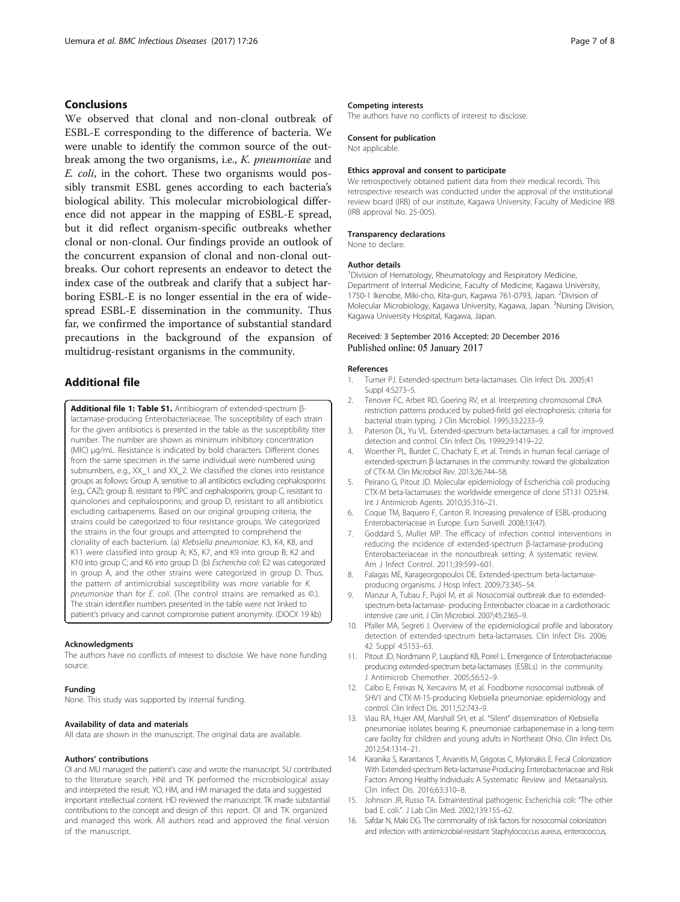## Conclusions

We observed that clonal and non-clonal outbreak of ESBL-E corresponding to the difference of bacteria. We were unable to identify the common source of the outbreak among the two organisms, i.e., *K. pneumoniae* and *E. coli*, in the cohort. These two organisms would possibly transmit ESBL genes according to each bacteria's biological ability. This molecular microbiological difference did not appear in the mapping of ESBL-E spread, but it did reflect organism-specific outbreaks whether clonal or non-clonal. Our findings provide an outlook of the concurrent expansion of clonal and non-clonal outbreaks. Our cohort represents an endeavor to detect the index case of the outbreak and clarify that a subject harboring ESBL-E is no longer essential in the era of widespread ESBL-E dissemination in the community. Thus far, we confirmed the importance of substantial standard precautions in the background of the expansion of multidrug-resistant organisms in the community.

## Additional file

**Additional file 1: Table S1.** Antibiogram of extended-spectrum β-lactamase-producing Enterobacteriaceae. The susceptibility of each strain for the given antibiotics is presented in the table as the susceptibility titer number. The number are shown as minimum inhibitory concentration (MIC) μg/mL. Resistance is indicated by bold characters. Different clones from the same specimen in the same individual were numbered using subnumbers, e.g., XX_1 and XX_2. We classified the clones into resistance groups as follows: Group A, sensitive to all antibiotics excluding cephalosporins (e.g., CAZ); group B, resistant to PIPC and cephalosporins; group C, resistant to quinolones and cephalosporins; and group D, resistant to all antibiotics excluding carbapenems. Based on our original grouping criteria, the strains could be categorized to four resistance groups. We categorized the strains in the four groups and attempted to comprehend the clonality of each bacterium. (a) *Klebsiella pneumoniae*: K3, K4, K8, and K11 were classified into group A; K5, K7, and K9 into group B; K2 and K10 into group C; and K6 into group D. (b) *Escherichia coli*: E2 was categorized in group A, and the other strains were categorized in group D. Thus, the pattern of antimicrobial susceptibility was more variable for *K. pneumoniae* than for *E. coli*. (The control strains are remarked as ©.). The strain identifier numbers presented in the table were not linked to patient's privacy and cannot compromise patient anonymity. (DOCX 19 kb)

### Acknowledgments

The authors have no conflicts of interest to disclose. We have none funding source.

### Funding

None. This study was supported by internal funding.

### Availability of data and materials

All data are shown in the manuscript. The original data are available.

### Authors' contributions

OI and MU managed the patient's case and wrote the manuscript. SU contributed to the literature search. HNI and TK performed the microbiological assay and interpreted the result. YO, HM, and HM managed the data and suggested important intellectual content. HD reviewed the manuscript. TK made substantial contributions to the concept and design of this report. OI and TK organized and managed this work. All authors read and approved the final version of the manuscript.

### Competing interests

The authors have no conflicts of interest to disclose.

### Consent for publication

Not applicable.

### Ethics approval and consent to participate

We retrospectively obtained patient data from their medical records. This retrospective research was conducted under the approval of the institutional review board (IRB) of our institute, Kagawa University, Faculty of Medicine IRB (IRB approval No. 25-005).

### Transparency declarations

None to declare.

### Author details

[1]Division of Hematology, Rheumatology and Respiratory Medicine, Department of Internal Medicine, Faculty of Medicine, Kagawa University, 1750-1 Ikenobe, Miki-cho, Kita-gun, Kagawa 761-0793, Japan. [2]Division of Molecular Microbiology, Kagawa University, Kagawa, Japan. [3]Nursing Division, Kagawa University Hospital, Kagawa, Japan.

Received: 3 September 2016 Accepted: 20 December 2016
Published online: 05 January 2017

### References

1. Turner PJ. Extended-spectrum beta-lactamases. Clin Infect Dis. 2005;41 Suppl 4:S273–5.
2. Tenover FC, Arbeit RD, Goering RV, et al. Interpreting chromosomal DNA restriction patterns produced by pulsed-field gel electrophoresis: criteria for bacterial strain typing. J Clin Microbiol. 1995;33:2233–9.
3. Paterson DL, Yu VL. Extended-spectrum beta-lactamases: a call for improved detection and control. Clin Infect Dis. 1999;29:1419–22.
4. Woerther PL, Burdet C, Chachaty E, et al. Trends in human fecal carriage of extended-spectrum β-lactamases in the community: toward the globalization of CTX-M. Clin Microbiol Rev. 2013;26:744–58.
5. Peirano G, Pitout JD. Molecular epidemiology of Escherichia coli producing CTX-M beta-lactamases: the worldwide emergence of clone ST131 O25:H4. Int J Antimicrob Agents. 2010;35:316–21.
6. Coque TM, Baquero F, Canton R. Increasing prevalence of ESBL-producing Enterobacteriaceae in Europe. Euro Surveill. 2008;13(47).
7. Goddard S, Muller MP. The efficacy of infection control interventions in reducing the incidence of extended-spectrum β-lactamase-producing Enterobacteriaceae in the nonoutbreak setting: A systematic review. Am J Infect Control. 2011;39:599–601.
8. Falagas ME, Karageorgopoulos DE. Extended-spectrum beta-lactamase-producing organisms. J Hosp Infect. 2009;73:345–54.
9. Manzur A, Tubau F, Pujol M, et al. Nosocomial outbreak due to extended-spectrum-beta-lactamase- producing Enterobacter cloacae in a cardiothoracic intensive care unit. J Clin Microbiol. 2007;45:2365–9.
10. Pfaller MA, Segreti J. Overview of the epidemiological profile and laboratory detection of extended-spectrum beta-lactamases. Clin Infect Dis. 2006; 42 Suppl 4:S153–63.
11. Pitout JD, Nordmann P, Laupland KB, Poirel L. Emergence of Enterobacteriaceae producing extended-spectrum beta-lactamases (ESBLs) in the community. J Antimicrob Chemother. 2005;56:52–9.
12. Calbo E, Freixas N, Xercavins M, et al. Foodborne nosocomial outbreak of SHV1 and CTX-M-15-producing Klebsiella pneumoniae: epidemiology and control. Clin Infect Dis. 2011;52:743–9.
13. Viau RA, Hujer AM, Marshall SH, et al. "Silent" dissemination of Klebsiella pneumoniae isolates bearing K. pneumoniae carbapenemase in a long-term care facility for children and young adults in Northeast Ohio. Clin Infect Dis. 2012;54:1314–21.
14. Karanika S, Karantanos T, Arvanitis M, Grigoras C, Mylonakis E. Fecal Colonization With Extended-spectrum Beta-lactamase-Producing Enterobacteriaceae and Risk Factors Among Healthy Individuals: A Systematic Review and Metaanalysis. Clin Infect Dis. 2016;63:310–8.
15. Johnson JR, Russo TA. Extraintestinal pathogenic Escherichia coli: "The other bad E. coli.". J Lab Clin Med. 2002;139:155–62.
16. Safdar N, Maki DG. The commonality of risk factors for nosocomial colonization and infection with antimicrobial-resistant Staphylococcus aureus, enterococcus,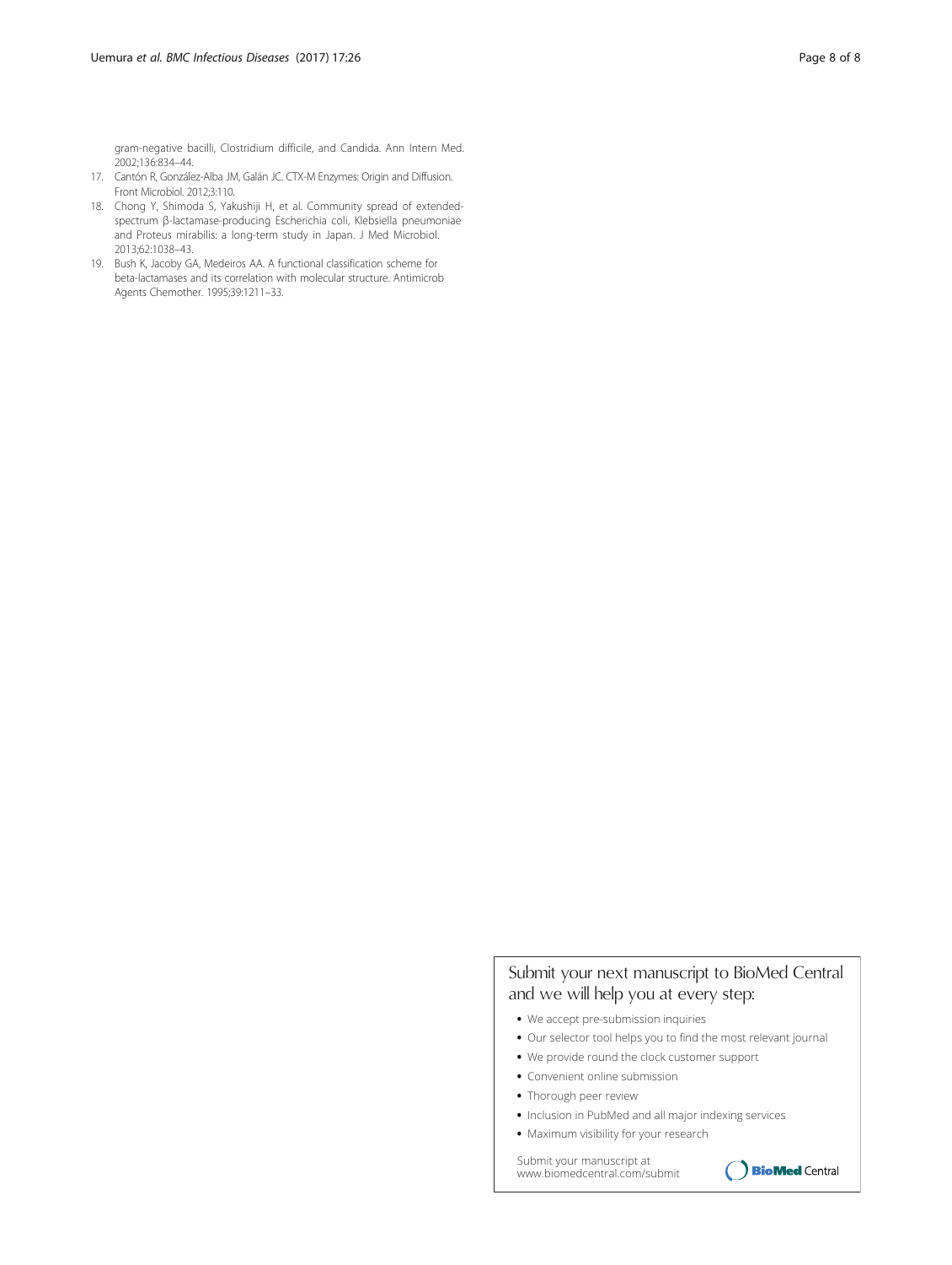gram-negative bacilli, Clostridium difficile, and Candida. Ann Intern Med. 2002;136:834–44.

17. Cantón R, González-Alba JM, Galán JC. CTX-M Enzymes: Origin and Diffusion. Front Microbiol. 2012;3:110.
18. Chong Y, Shimoda S, Yakushiji H, et al. Community spread of extended-spectrum β-lactamase-producing Escherichia coli, Klebsiella pneumoniae and Proteus mirabilis: a long-term study in Japan. J Med Microbiol. 2013;62:1038–43.
19. Bush K, Jacoby GA, Medeiros AA. A functional classification scheme for beta-lactamases and its correlation with molecular structure. Antimicrob Agents Chemother. 1995;39:1211–33.

Submit your next manuscript to BioMed Central and we will help you at every step:

- We accept pre-submission inquiries
- Our selector tool helps you to find the most relevant journal
- We provide round the clock customer support
- Convenient online submission
- Thorough peer review
- Inclusion in PubMed and all major indexing services
- Maximum visibility for your research

Submit your manuscript at
www.biomedcentral.com/submit

BioMed Central